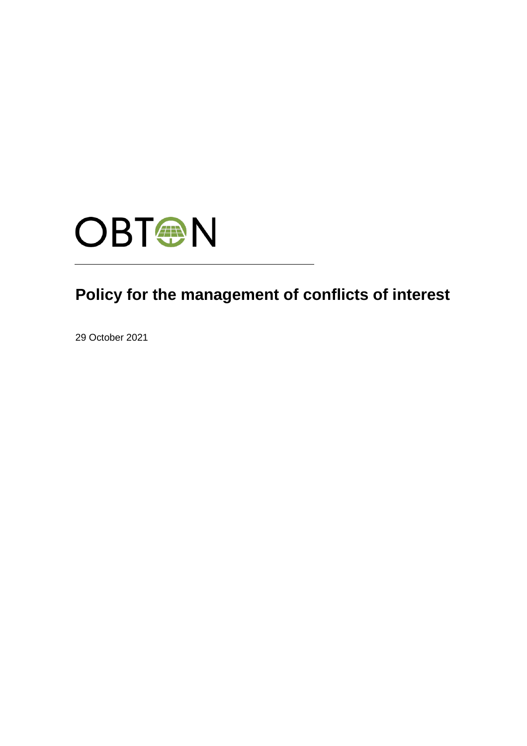OBTON

# Policy for the management of conflicts of interest

29 October 2021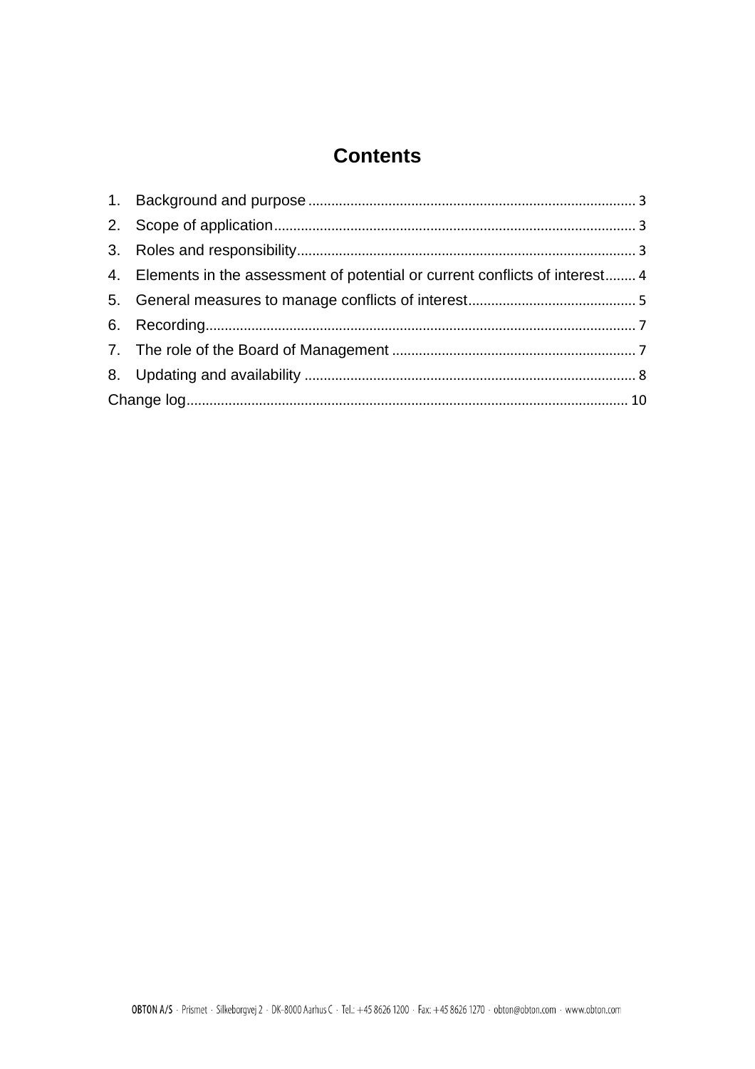# Contents

1. Background and purpose ..................................................................................... 3
2. Scope of application............................................................................................. 3
3. Roles and responsibility........................................................................................ 3
4. Elements in the assessment of potential or current conflicts of interest........ 4
5. General measures to manage conflicts of interest........................................... 5
6. Recording............................................................................................................... 7
7. The role of the Board of Management ............................................................... 7
8. Updating and availability ...................................................................................... 8

Change log.................................................................................................................. 10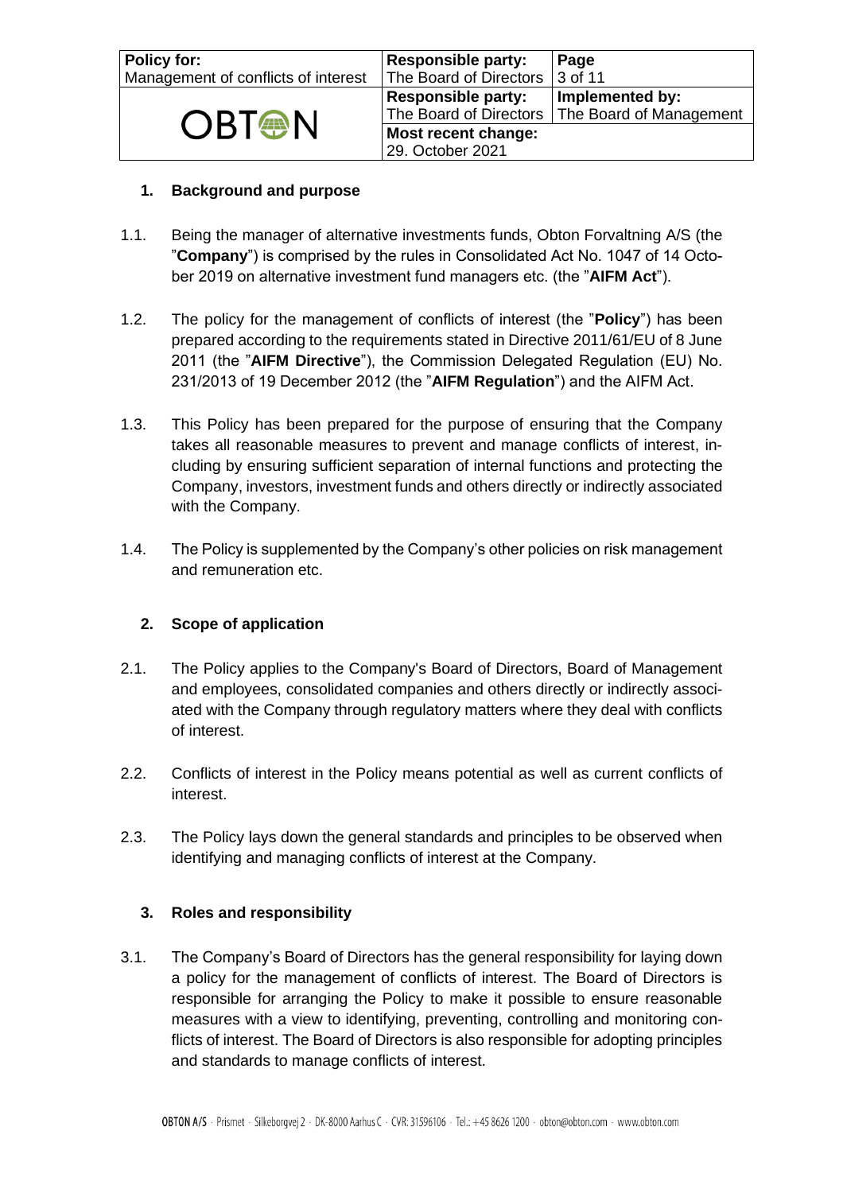## 1. Background and purpose

1.1. Being the manager of alternative investments funds, Obton Forvaltning A/S (the "**Company**") is comprised by the rules in Consolidated Act No. 1047 of 14 October 2019 on alternative investment fund managers etc. (the "**AIFM Act**").

1.2. The policy for the management of conflicts of interest (the "**Policy**") has been prepared according to the requirements stated in Directive 2011/61/EU of 8 June 2011 (the "**AIFM Directive**"), the Commission Delegated Regulation (EU) No. 231/2013 of 19 December 2012 (the "**AIFM Regulation**") and the AIFM Act.

1.3. This Policy has been prepared for the purpose of ensuring that the Company takes all reasonable measures to prevent and manage conflicts of interest, including by ensuring sufficient separation of internal functions and protecting the Company, investors, investment funds and others directly or indirectly associated with the Company.

1.4. The Policy is supplemented by the Company's other policies on risk management and remuneration etc.

## 2. Scope of application

2.1. The Policy applies to the Company's Board of Directors, Board of Management and employees, consolidated companies and others directly or indirectly associated with the Company through regulatory matters where they deal with conflicts of interest.

2.2. Conflicts of interest in the Policy means potential as well as current conflicts of interest.

2.3. The Policy lays down the general standards and principles to be observed when identifying and managing conflicts of interest at the Company.

## 3. Roles and responsibility

3.1. The Company's Board of Directors has the general responsibility for laying down a policy for the management of conflicts of interest. The Board of Directors is responsible for arranging the Policy to make it possible to ensure reasonable measures with a view to identifying, preventing, controlling and monitoring conflicts of interest. The Board of Directors is also responsible for adopting principles and standards to manage conflicts of interest.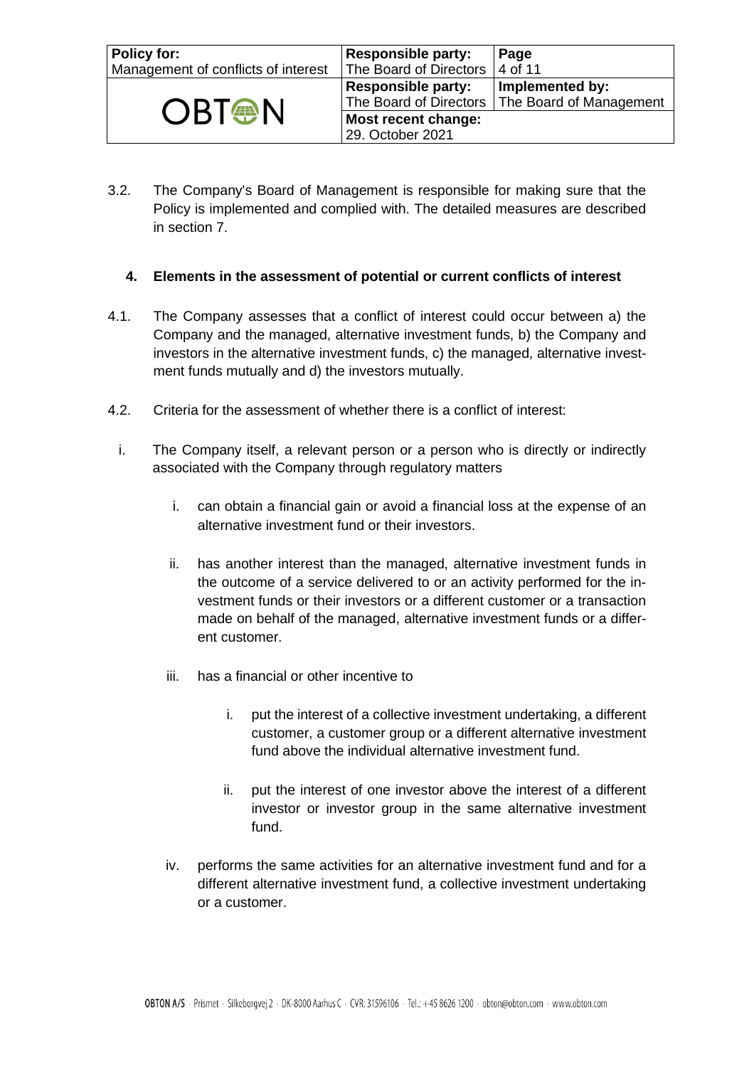3.2. The Company's Board of Management is responsible for making sure that the Policy is implemented and complied with. The detailed measures are described in section 7.

## 4. Elements in the assessment of potential or current conflicts of interest

4.1. The Company assesses that a conflict of interest could occur between a) the Company and the managed, alternative investment funds, b) the Company and investors in the alternative investment funds, c) the managed, alternative investment funds mutually and d) the investors mutually.

4.2. Criteria for the assessment of whether there is a conflict of interest:

i. The Company itself, a relevant person or a person who is directly or indirectly associated with the Company through regulatory matters

   i. can obtain a financial gain or avoid a financial loss at the expense of an alternative investment fund or their investors.

   ii. has another interest than the managed, alternative investment funds in the outcome of a service delivered to or an activity performed for the investment funds or their investors or a different customer or a transaction made on behalf of the managed, alternative investment funds or a different customer.

   iii. has a financial or other incentive to

      i. put the interest of a collective investment undertaking, a different customer, a customer group or a different alternative investment fund above the individual alternative investment fund.

      ii. put the interest of one investor above the interest of a different investor or investor group in the same alternative investment fund.

   iv. performs the same activities for an alternative investment fund and for a different alternative investment fund, a collective investment undertaking or a customer.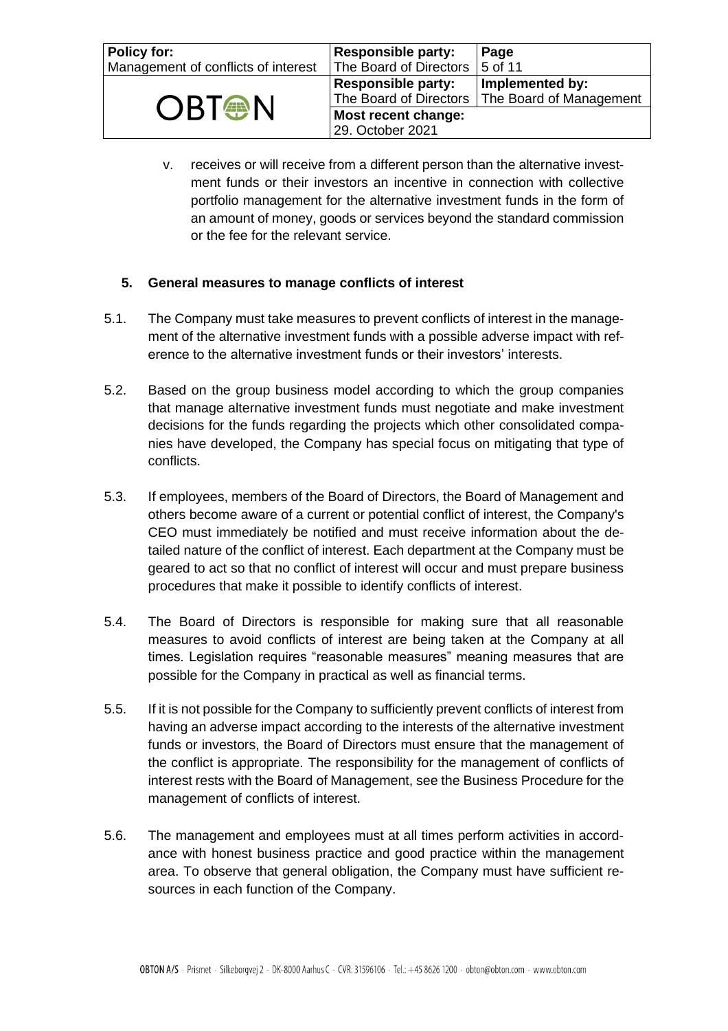v. receives or will receive from a different person than the alternative investment funds or their investors an incentive in connection with collective portfolio management for the alternative investment funds in the form of an amount of money, goods or services beyond the standard commission or the fee for the relevant service.

## 5. General measures to manage conflicts of interest

5.1. The Company must take measures to prevent conflicts of interest in the management of the alternative investment funds with a possible adverse impact with reference to the alternative investment funds or their investors' interests.

5.2. Based on the group business model according to which the group companies that manage alternative investment funds must negotiate and make investment decisions for the funds regarding the projects which other consolidated companies have developed, the Company has special focus on mitigating that type of conflicts.

5.3. If employees, members of the Board of Directors, the Board of Management and others become aware of a current or potential conflict of interest, the Company's CEO must immediately be notified and must receive information about the detailed nature of the conflict of interest. Each department at the Company must be geared to act so that no conflict of interest will occur and must prepare business procedures that make it possible to identify conflicts of interest.

5.4. The Board of Directors is responsible for making sure that all reasonable measures to avoid conflicts of interest are being taken at the Company at all times. Legislation requires "reasonable measures" meaning measures that are possible for the Company in practical as well as financial terms.

5.5. If it is not possible for the Company to sufficiently prevent conflicts of interest from having an adverse impact according to the interests of the alternative investment funds or investors, the Board of Directors must ensure that the management of the conflict is appropriate. The responsibility for the management of conflicts of interest rests with the Board of Management, see the Business Procedure for the management of conflicts of interest.

5.6. The management and employees must at all times perform activities in accordance with honest business practice and good practice within the management area. To observe that general obligation, the Company must have sufficient resources in each function of the Company.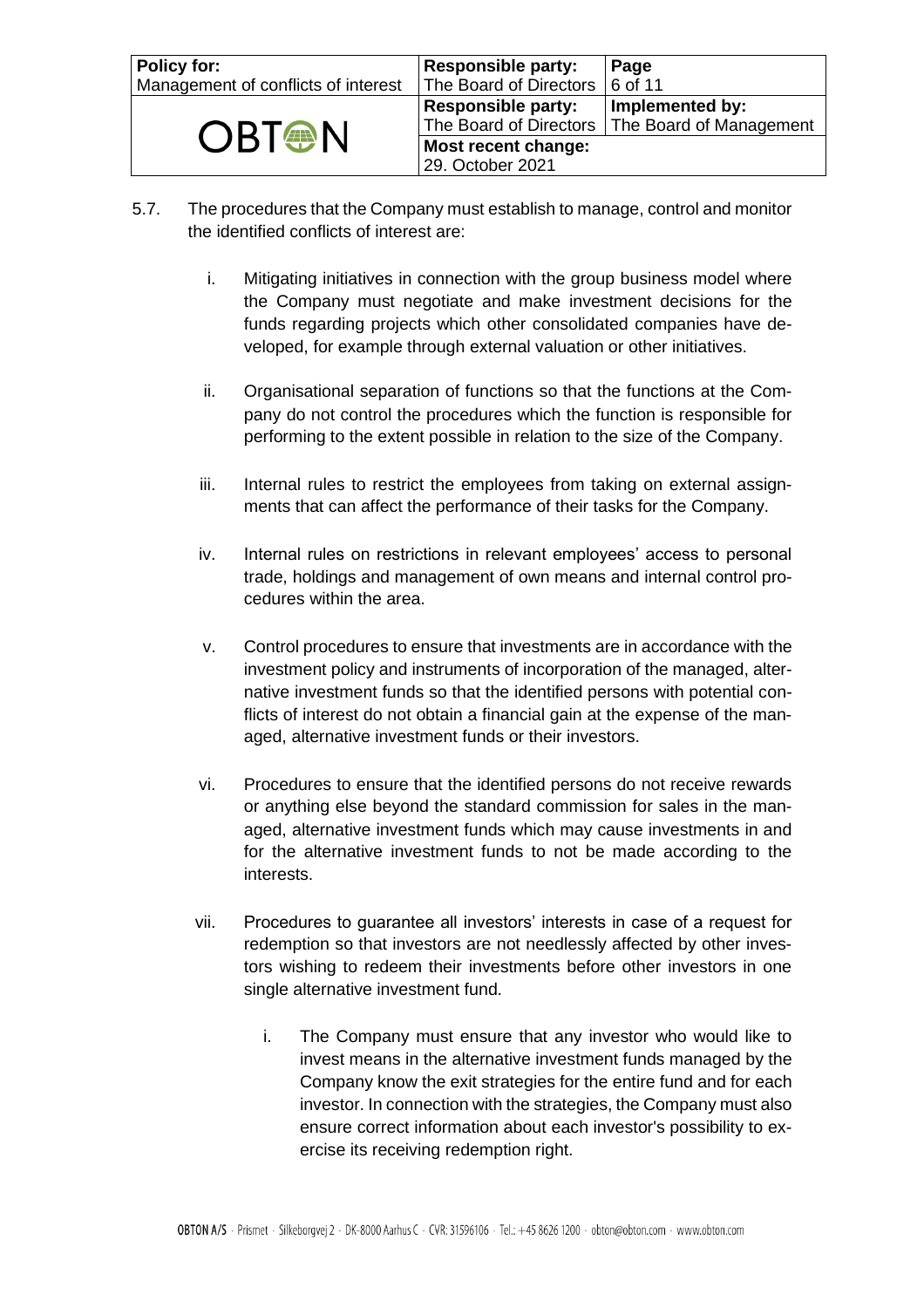5.7. The procedures that the Company must establish to manage, control and monitor the identified conflicts of interest are:

i. Mitigating initiatives in connection with the group business model where the Company must negotiate and make investment decisions for the funds regarding projects which other consolidated companies have developed, for example through external valuation or other initiatives.

ii. Organisational separation of functions so that the functions at the Company do not control the procedures which the function is responsible for performing to the extent possible in relation to the size of the Company.

iii. Internal rules to restrict the employees from taking on external assignments that can affect the performance of their tasks for the Company.

iv. Internal rules on restrictions in relevant employees' access to personal trade, holdings and management of own means and internal control procedures within the area.

v. Control procedures to ensure that investments are in accordance with the investment policy and instruments of incorporation of the managed, alternative investment funds so that the identified persons with potential conflicts of interest do not obtain a financial gain at the expense of the managed, alternative investment funds or their investors.

vi. Procedures to ensure that the identified persons do not receive rewards or anything else beyond the standard commission for sales in the managed, alternative investment funds which may cause investments in and for the alternative investment funds to not be made according to the interests.

vii. Procedures to guarantee all investors' interests in case of a request for redemption so that investors are not needlessly affected by other investors wishing to redeem their investments before other investors in one single alternative investment fund.

   i. The Company must ensure that any investor who would like to invest means in the alternative investment funds managed by the Company know the exit strategies for the entire fund and for each investor. In connection with the strategies, the Company must also ensure correct information about each investor's possibility to exercise its receiving redemption right.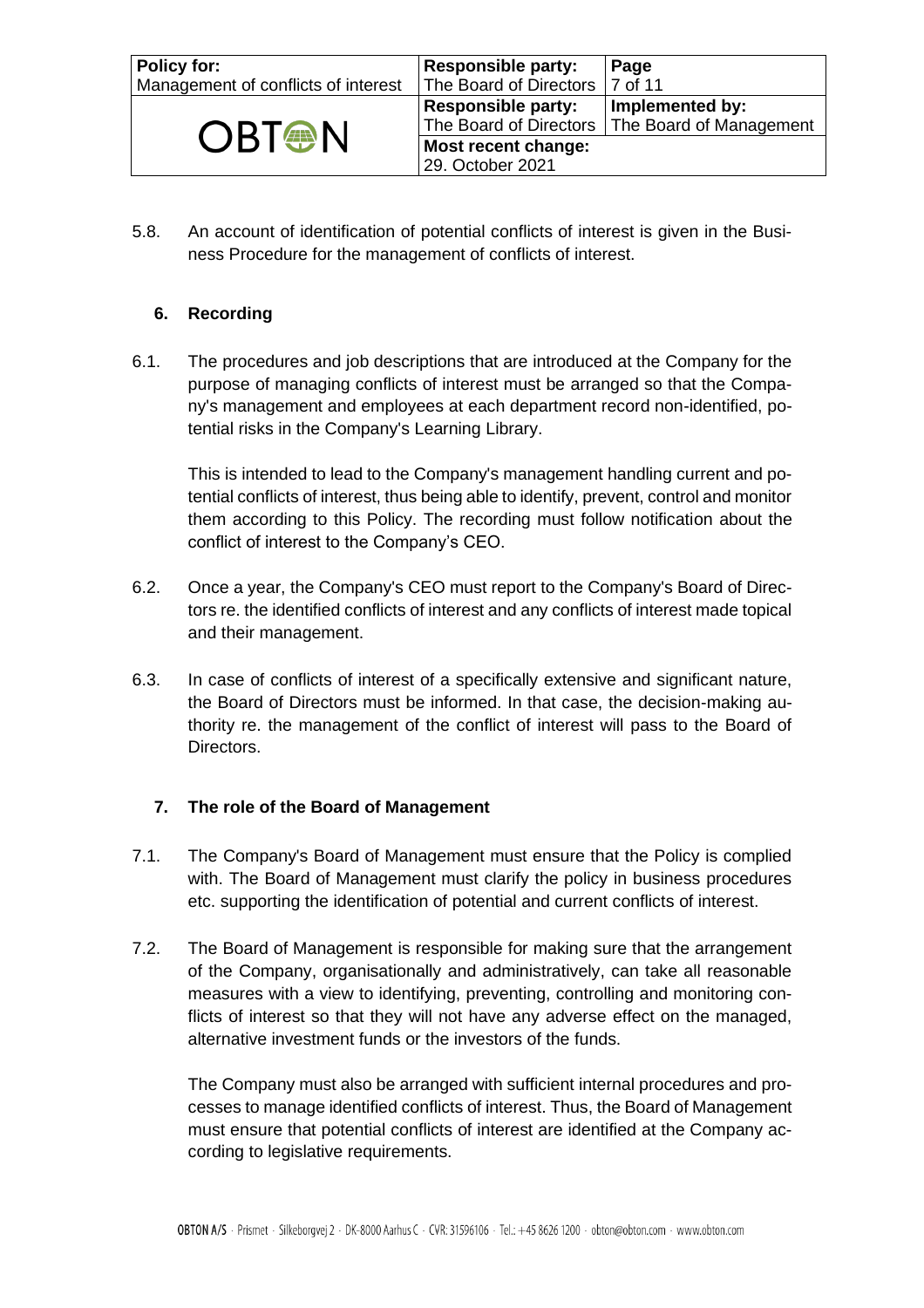5.8. An account of identification of potential conflicts of interest is given in the Business Procedure for the management of conflicts of interest.

## 6. Recording

6.1. The procedures and job descriptions that are introduced at the Company for the purpose of managing conflicts of interest must be arranged so that the Company's management and employees at each department record non-identified, potential risks in the Company's Learning Library.

This is intended to lead to the Company's management handling current and potential conflicts of interest, thus being able to identify, prevent, control and monitor them according to this Policy. The recording must follow notification about the conflict of interest to the Company's CEO.

6.2. Once a year, the Company's CEO must report to the Company's Board of Directors re. the identified conflicts of interest and any conflicts of interest made topical and their management.

6.3. In case of conflicts of interest of a specifically extensive and significant nature, the Board of Directors must be informed. In that case, the decision-making authority re. the management of the conflict of interest will pass to the Board of Directors.

## 7. The role of the Board of Management

7.1. The Company's Board of Management must ensure that the Policy is complied with. The Board of Management must clarify the policy in business procedures etc. supporting the identification of potential and current conflicts of interest.

7.2. The Board of Management is responsible for making sure that the arrangement of the Company, organisationally and administratively, can take all reasonable measures with a view to identifying, preventing, controlling and monitoring conflicts of interest so that they will not have any adverse effect on the managed, alternative investment funds or the investors of the funds.

The Company must also be arranged with sufficient internal procedures and processes to manage identified conflicts of interest. Thus, the Board of Management must ensure that potential conflicts of interest are identified at the Company according to legislative requirements.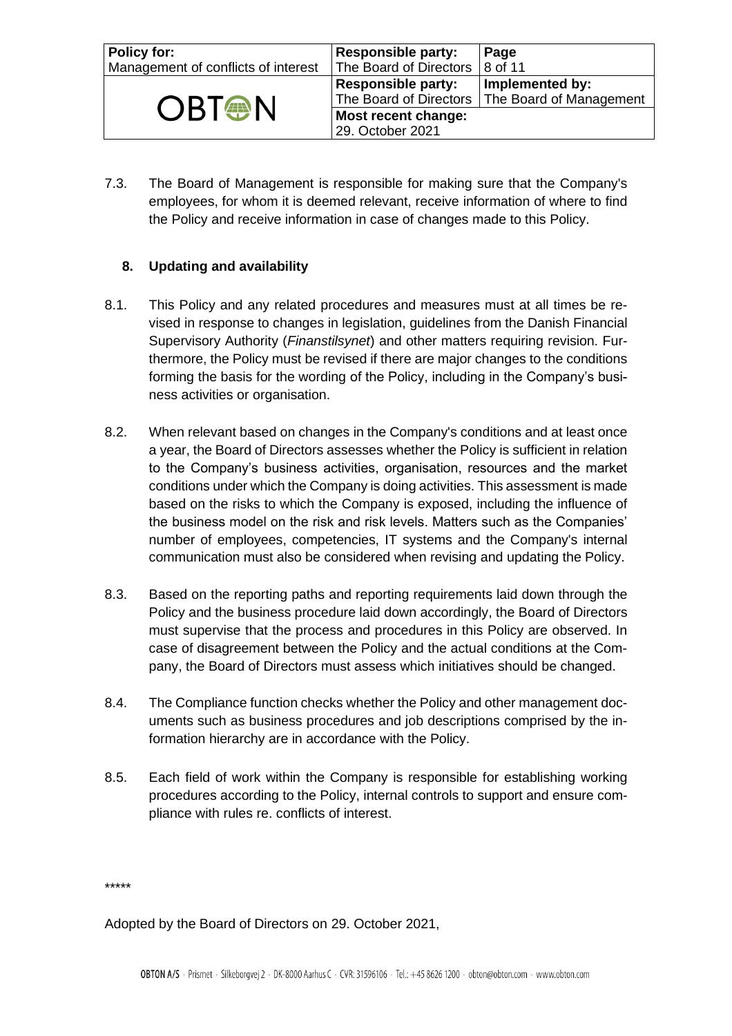7.3. The Board of Management is responsible for making sure that the Company's employees, for whom it is deemed relevant, receive information of where to find the Policy and receive information in case of changes made to this Policy.

## 8. Updating and availability

8.1. This Policy and any related procedures and measures must at all times be revised in response to changes in legislation, guidelines from the Danish Financial Supervisory Authority (*Finanstilsynet*) and other matters requiring revision. Furthermore, the Policy must be revised if there are major changes to the conditions forming the basis for the wording of the Policy, including in the Company's business activities or organisation.

8.2. When relevant based on changes in the Company's conditions and at least once a year, the Board of Directors assesses whether the Policy is sufficient in relation to the Company's business activities, organisation, resources and the market conditions under which the Company is doing activities. This assessment is made based on the risks to which the Company is exposed, including the influence of the business model on the risk and risk levels. Matters such as the Companies' number of employees, competencies, IT systems and the Company's internal communication must also be considered when revising and updating the Policy.

8.3. Based on the reporting paths and reporting requirements laid down through the Policy and the business procedure laid down accordingly, the Board of Directors must supervise that the process and procedures in this Policy are observed. In case of disagreement between the Policy and the actual conditions at the Company, the Board of Directors must assess which initiatives should be changed.

8.4. The Compliance function checks whether the Policy and other management documents such as business procedures and job descriptions comprised by the information hierarchy are in accordance with the Policy.

8.5. Each field of work within the Company is responsible for establishing working procedures according to the Policy, internal controls to support and ensure compliance with rules re. conflicts of interest.

*****

Adopted by the Board of Directors on 29. October 2021,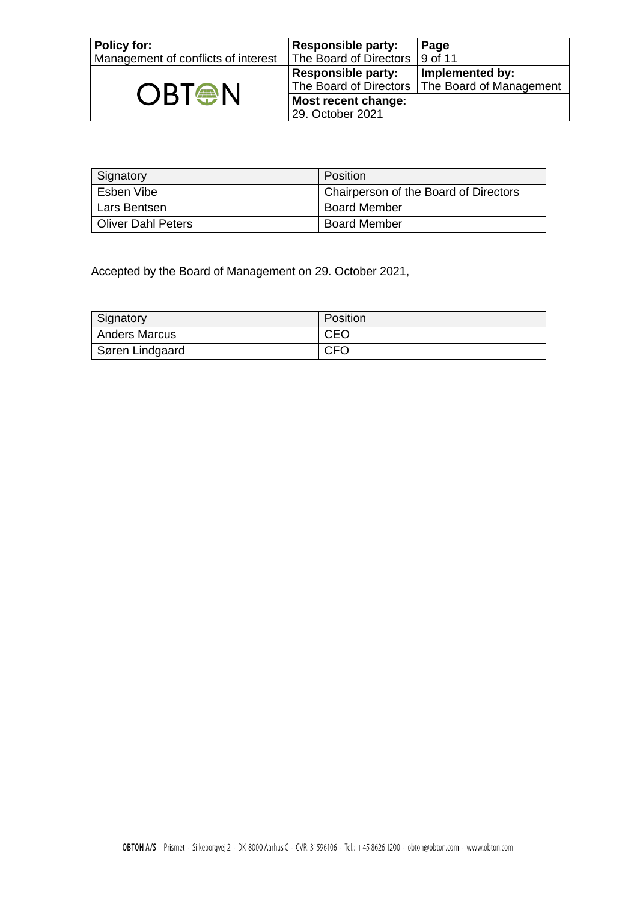| Signatory | Position |
| --- | --- |
| Esben Vibe | Chairperson of the Board of Directors |
| Lars Bentsen | Board Member |
| Oliver Dahl Peters | Board Member |

Accepted by the Board of Management on 29. October 2021,

| Signatory | Position |
| --- | --- |
| Anders Marcus | CEO |
| Søren Lindgaard | CFO |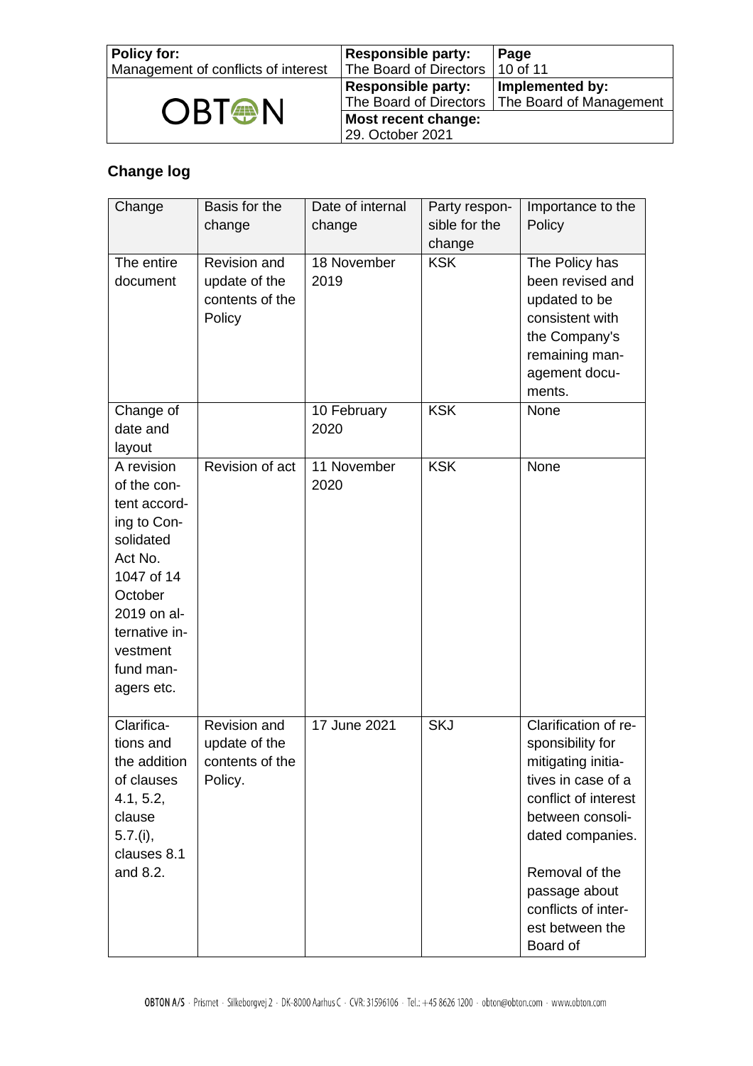## Change log

| Change | Basis for the change | Date of internal change | Party responsible for the change | Importance to the Policy |
| --- | --- | --- | --- | --- |
| The entire document | Revision and update of the contents of the Policy | 18 November 2019 | KSK | The Policy has been revised and updated to be consistent with the Company's remaining management documents. |
| Change of date and layout | | 10 February 2020 | KSK | None |
| A revision of the content according to Consolidated Act No. 1047 of 14 October 2019 on alternative investment fund managers etc. | Revision of act | 11 November 2020 | KSK | None |
| Clarifications and the addition of clauses 4.1, 5.2, clause 5.7.(i), clauses 8.1 and 8.2. | Revision and update of the contents of the Policy. | 17 June 2021 | SKJ | Clarification of responsibility for mitigating initiatives in case of a conflict of interest between consolidated companies.<br><br>Removal of the passage about conflicts of interest between the Board of |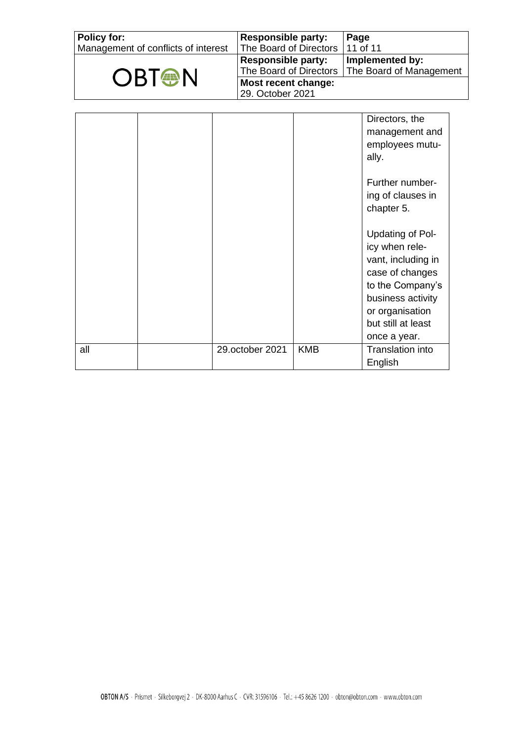| | | | | |
|---|---|---|---|---|
| | | | | Directors, the management and employees mutually.<br><br>Further numbering of clauses in chapter 5.<br><br>Updating of Policy when relevant, including in case of changes to the Company's business activity or organisation but still at least once a year. |
| all | | 29.october 2021 | KMB | Translation into English |